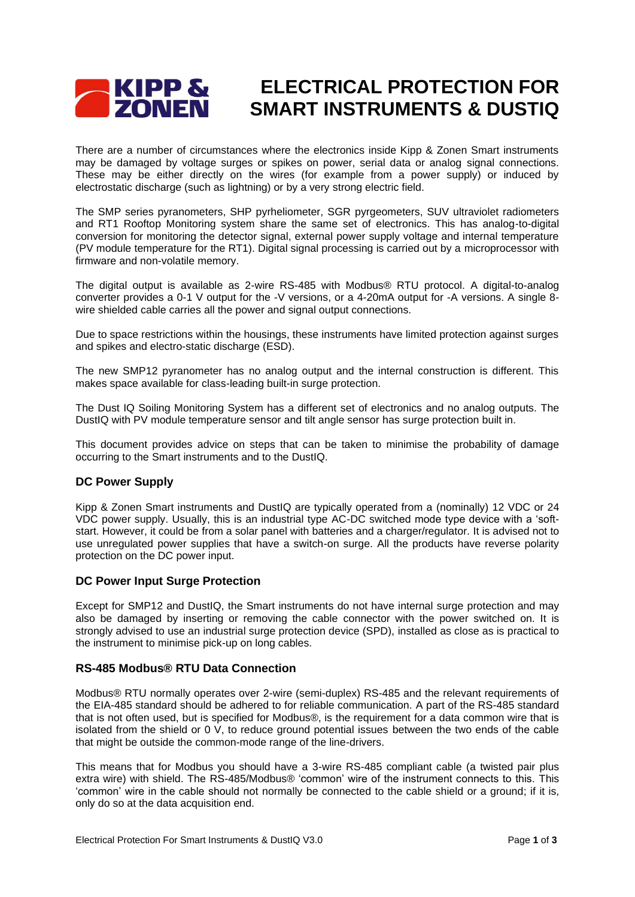# ELECTRICAL PROTECTION FOR SMART INSTRUMENTS & DUSTIQ

There are a number of circumstances where the electronics inside Kipp & Zonen Smart instruments may be damaged by voltage surges or spikes on power, serial data or analog signal connections. These may be either directly on the wires (for example from a power supply) or induced by electrostatic discharge (such as lightning) or by a very strong electric field.

The SMP series pyranometers, SHP pyrheliometer, SGR pyrgeometers, SUV ultraviolet radiometers and RT1 Rooftop Monitoring system share the same set of electronics. This has analog-to-digital conversion for monitoring the detector signal, external power supply voltage and internal temperature (PV module temperature for the RT1). Digital signal processing is carried out by a microprocessor with firmware and non-volatile memory.

The digital output is available as 2-wire RS-485 with Modbus® RTU protocol. A digital-to-analog converter provides a 0-1 V output for the -V versions, or a 4-20mA output for -A versions. A single 8-wire shielded cable carries all the power and signal output connections.

Due to space restrictions within the housings, these instruments have limited protection against surges and spikes and electro-static discharge (ESD).

The new SMP12 pyranometer has no analog output and the internal construction is different. This makes space available for class-leading built-in surge protection.

The Dust IQ Soiling Monitoring System has a different set of electronics and no analog outputs. The DustIQ with PV module temperature sensor and tilt angle sensor has surge protection built in.

This document provides advice on steps that can be taken to minimise the probability of damage occurring to the Smart instruments and to the DustIQ.

### DC Power Supply

Kipp & Zonen Smart instruments and DustIQ are typically operated from a (nominally) 12 VDC or 24 VDC power supply. Usually, this is an industrial type AC-DC switched mode type device with a 'soft-start. However, it could be from a solar panel with batteries and a charger/regulator. It is advised not to use unregulated power supplies that have a switch-on surge. All the products have reverse polarity protection on the DC power input.

### DC Power Input Surge Protection

Except for SMP12 and DustIQ, the Smart instruments do not have internal surge protection and may also be damaged by inserting or removing the cable connector with the power switched on. It is strongly advised to use an industrial surge protection device (SPD), installed as close as is practical to the instrument to minimise pick-up on long cables.

### RS-485 Modbus® RTU Data Connection

Modbus® RTU normally operates over 2-wire (semi-duplex) RS-485 and the relevant requirements of the EIA-485 standard should be adhered to for reliable communication. A part of the RS-485 standard that is not often used, but is specified for Modbus®, is the requirement for a data common wire that is isolated from the shield or 0 V, to reduce ground potential issues between the two ends of the cable that might be outside the common-mode range of the line-drivers.

This means that for Modbus you should have a 3-wire RS-485 compliant cable (a twisted pair plus extra wire) with shield. The RS-485/Modbus® 'common' wire of the instrument connects to this. This 'common' wire in the cable should not normally be connected to the cable shield or a ground; if it is, only do so at the data acquisition end.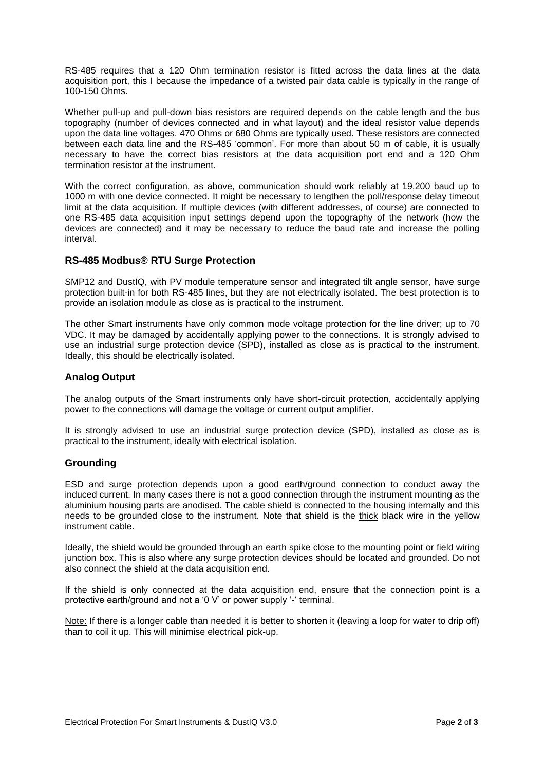RS-485 requires that a 120 Ohm termination resistor is fitted across the data lines at the data acquisition port, this I because the impedance of a twisted pair data cable is typically in the range of 100-150 Ohms.

Whether pull-up and pull-down bias resistors are required depends on the cable length and the bus topography (number of devices connected and in what layout) and the ideal resistor value depends upon the data line voltages. 470 Ohms or 680 Ohms are typically used. These resistors are connected between each data line and the RS-485 'common'. For more than about 50 m of cable, it is usually necessary to have the correct bias resistors at the data acquisition port end and a 120 Ohm termination resistor at the instrument.

With the correct configuration, as above, communication should work reliably at 19,200 baud up to 1000 m with one device connected. It might be necessary to lengthen the poll/response delay timeout limit at the data acquisition. If multiple devices (with different addresses, of course) are connected to one RS-485 data acquisition input settings depend upon the topography of the network (how the devices are connected) and it may be necessary to reduce the baud rate and increase the polling interval.

## RS-485 Modbus® RTU Surge Protection

SMP12 and DustIQ, with PV module temperature sensor and integrated tilt angle sensor, have surge protection built-in for both RS-485 lines, but they are not electrically isolated. The best protection is to provide an isolation module as close as is practical to the instrument.

The other Smart instruments have only common mode voltage protection for the line driver; up to 70 VDC. It may be damaged by accidentally applying power to the connections. It is strongly advised to use an industrial surge protection device (SPD), installed as close as is practical to the instrument. Ideally, this should be electrically isolated.

## Analog Output

The analog outputs of the Smart instruments only have short-circuit protection, accidentally applying power to the connections will damage the voltage or current output amplifier.

It is strongly advised to use an industrial surge protection device (SPD), installed as close as is practical to the instrument, ideally with electrical isolation.

## Grounding

ESD and surge protection depends upon a good earth/ground connection to conduct away the induced current. In many cases there is not a good connection through the instrument mounting as the aluminium housing parts are anodised. The cable shield is connected to the housing internally and this needs to be grounded close to the instrument. Note that shield is the thick black wire in the yellow instrument cable.

Ideally, the shield would be grounded through an earth spike close to the mounting point or field wiring junction box. This is also where any surge protection devices should be located and grounded. Do not also connect the shield at the data acquisition end.

If the shield is only connected at the data acquisition end, ensure that the connection point is a protective earth/ground and not a '0 V' or power supply '-' terminal.

Note: If there is a longer cable than needed it is better to shorten it (leaving a loop for water to drip off) than to coil it up. This will minimise electrical pick-up.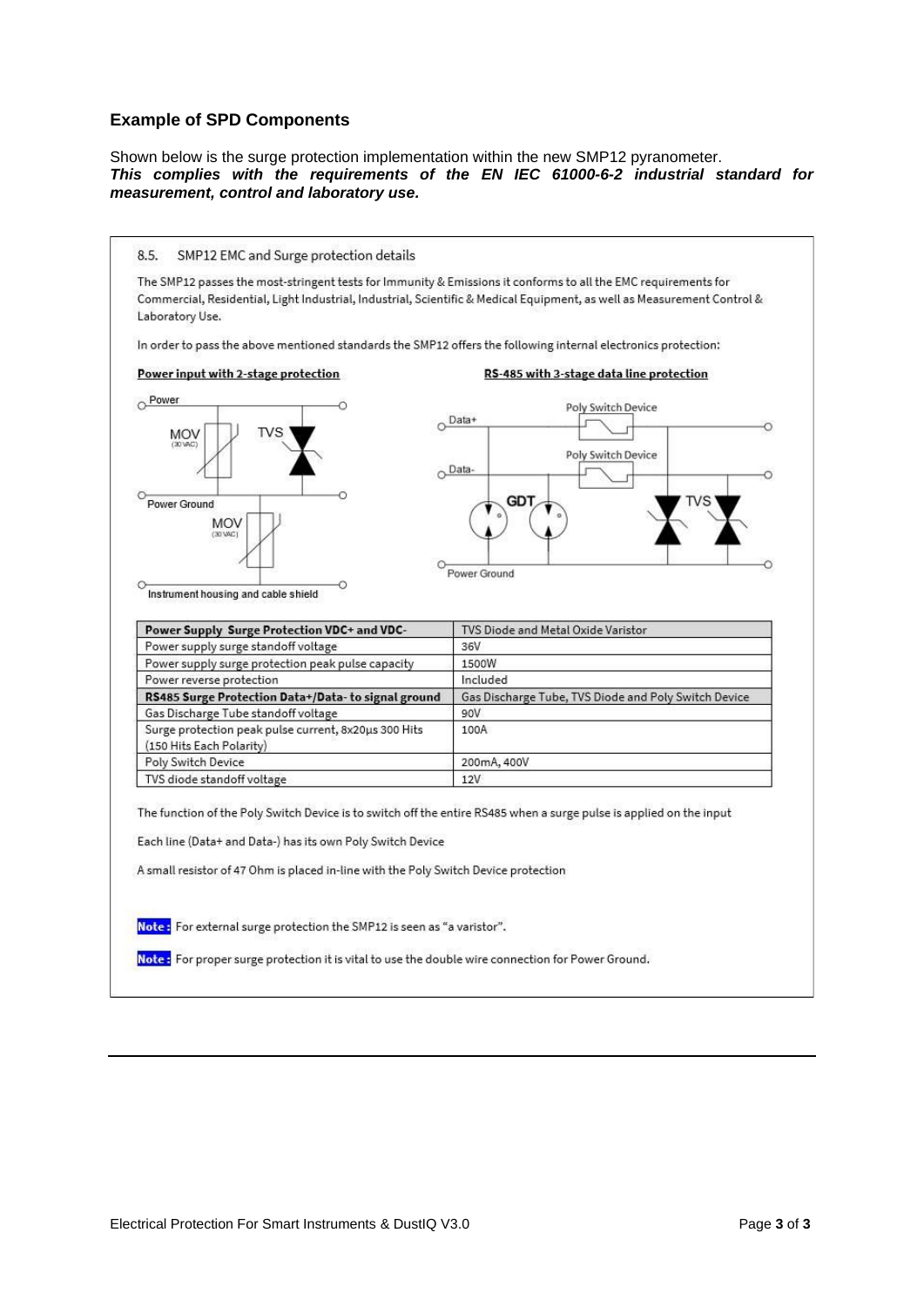## Example of SPD Components

Shown below is the surge protection implementation within the new SMP12 pyranometer.
***This complies with the requirements of the EN IEC 61000-6-2 industrial standard for measurement, control and laboratory use.***

8.5. SMP12 EMC and Surge protection details

The SMP12 passes the most-stringent tests for Immunity & Emissions it conforms to all the EMC requirements for Commercial, Residential, Light Industrial, Industrial, Scientific & Medical Equipment, as well as Measurement Control & Laboratory Use.

In order to pass the above mentioned standards the SMP12 offers the following internal electronics protection:

Power input with 2-stage protection

Power
MOV (30 VAC)
TVS
Power Ground
MOV (30 VAC)
Instrument housing and cable shield

RS-485 with 3-stage data line protection

Data+
Poly Switch Device
Data-
Poly Switch Device
GDT
TVS
Power Ground

| | |
|---|---|
| **Power Supply Surge Protection VDC+ and VDC-** | TVS Diode and Metal Oxide Varistor |
| Power supply surge standoff voltage | 36V |
| Power supply surge protection peak pulse capacity | 1500W |
| Power reverse protection | Included |
| **RS485 Surge Protection Data+/Data- to signal ground** | Gas Discharge Tube, TVS Diode and Poly Switch Device |
| Gas Discharge Tube standoff voltage | 90V |
| Surge protection peak pulse current, 8x20µs 300 Hits (150 Hits Each Polarity) | 100A |
| Poly Switch Device | 200mA, 400V |
| TVS diode standoff voltage | 12V |

The function of the Poly Switch Device is to switch off the entire RS485 when a surge pulse is applied on the input

Each line (Data+ and Data-) has its own Poly Switch Device

A small resistor of 47 Ohm is placed in-line with the Poly Switch Device protection

**Note :** For external surge protection the SMP12 is seen as "a varistor".

**Note :** For proper surge protection it is vital to use the double wire connection for Power Ground.